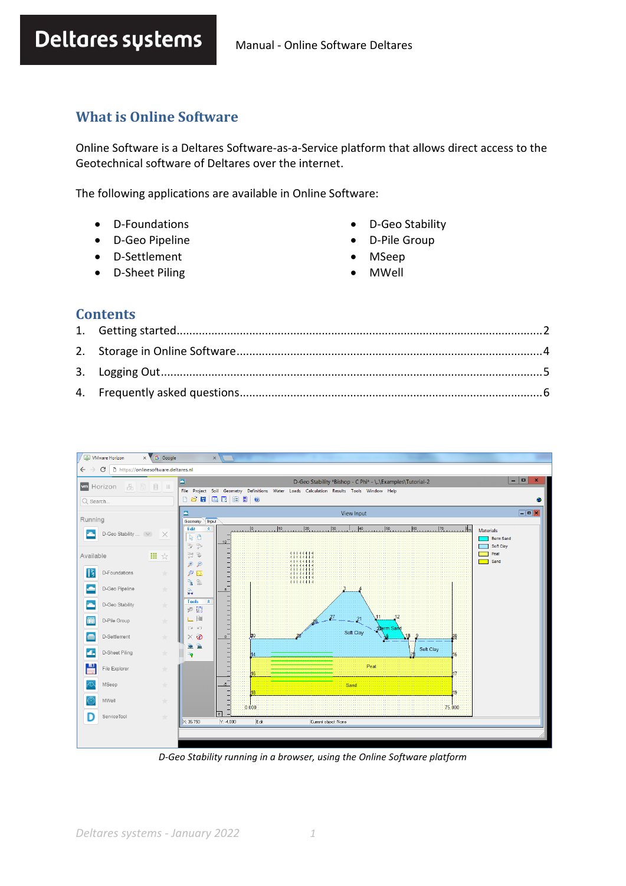## What is Online Software

Online Software is a Deltares Software-as-a-Service platform that allows direct access to the Geotechnical software of Deltares over the internet.

The following applications are available in Online Software:

- D-Foundations
- D-Geo Pipeline
- D-Settlement
- D-Sheet Piling
- D-Geo Stability
- D-Pile Group
- MSeep
- MWell

## Contents

1. Getting started....................................2
2. Storage in Online Software....................................4
3. Logging Out....................................5
4. Frequently asked questions....................................6

*D-Geo Stability running in a browser, using the Online Software platform*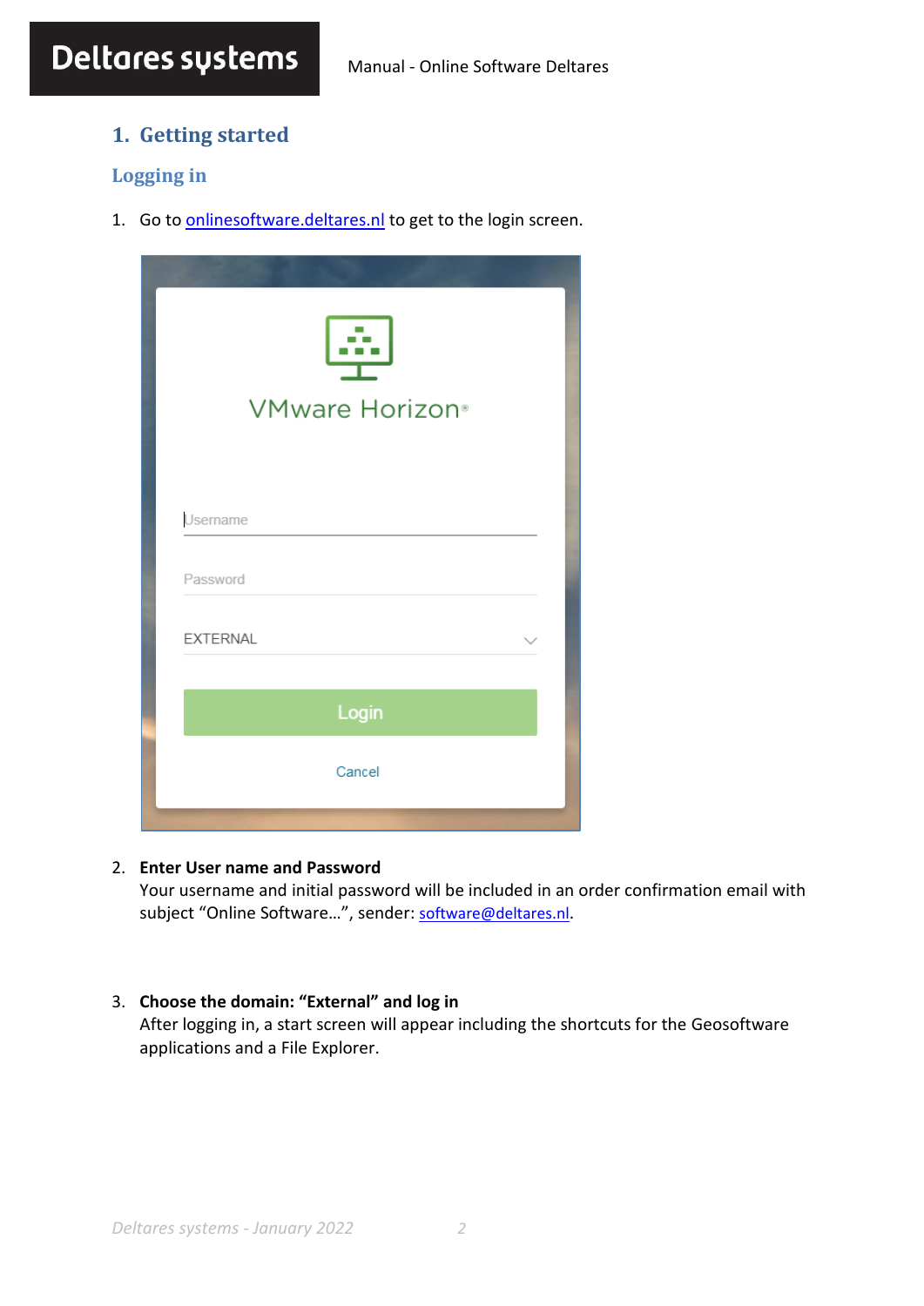# 1. Getting started

## Logging in

1. Go to [onlinesoftware.deltares.nl](onlinesoftware.deltares.nl) to get to the login screen.

2. **Enter User name and Password**
   Your username and initial password will be included in an order confirmation email with subject “Online Software…”, sender: [software@deltares.nl](mailto:software@deltares.nl).

3. **Choose the domain: “External” and log in**
   After logging in, a start screen will appear including the shortcuts for the Geosoftware applications and a File Explorer.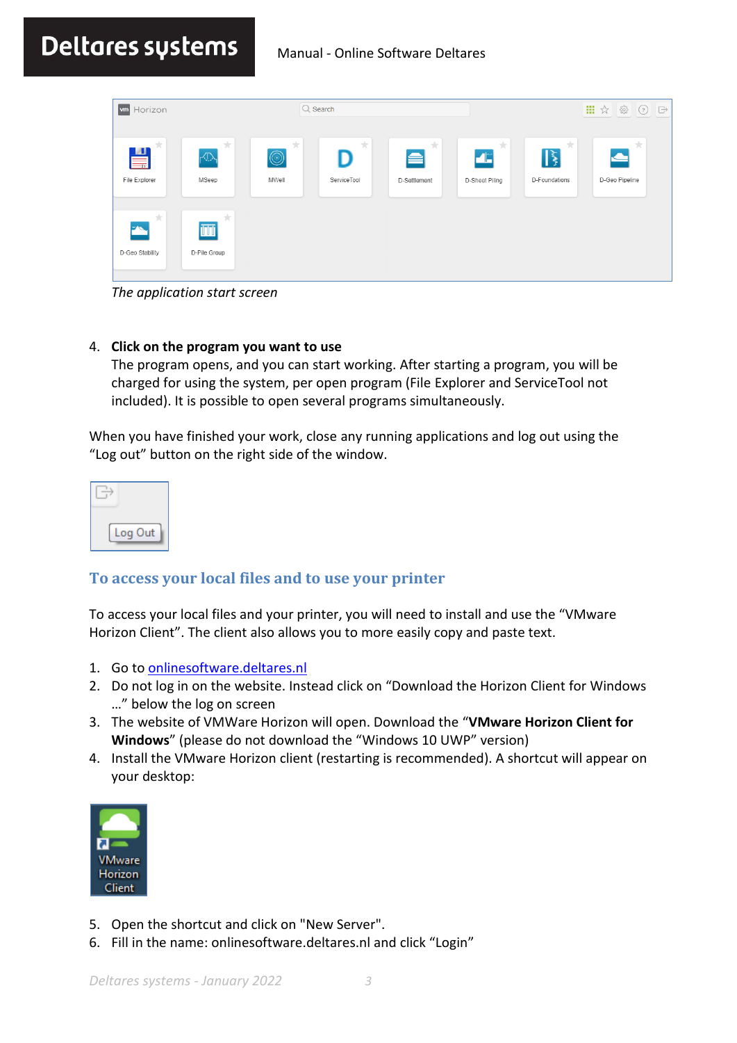*The application start screen*

4. **Click on the program you want to use**
   The program opens, and you can start working. After starting a program, you will be charged for using the system, per open program (File Explorer and ServiceTool not included). It is possible to open several programs simultaneously.

When you have finished your work, close any running applications and log out using the "Log out" button on the right side of the window.

## To access your local files and to use your printer

To access your local files and your printer, you will need to install and use the "VMware Horizon Client". The client also allows you to more easily copy and paste text.

1. Go to [onlinesoftware.deltares.nl](onlinesoftware.deltares.nl)
2. Do not log in on the website. Instead click on "Download the Horizon Client for Windows …" below the log on screen
3. The website of VMWare Horizon will open. Download the "**VMware Horizon Client for Windows**" (please do not download the "Windows 10 UWP" version)
4. Install the VMware Horizon client (restarting is recommended). A shortcut will appear on your desktop:

5. Open the shortcut and click on "New Server".
6. Fill in the name: onlinesoftware.deltares.nl and click "Login"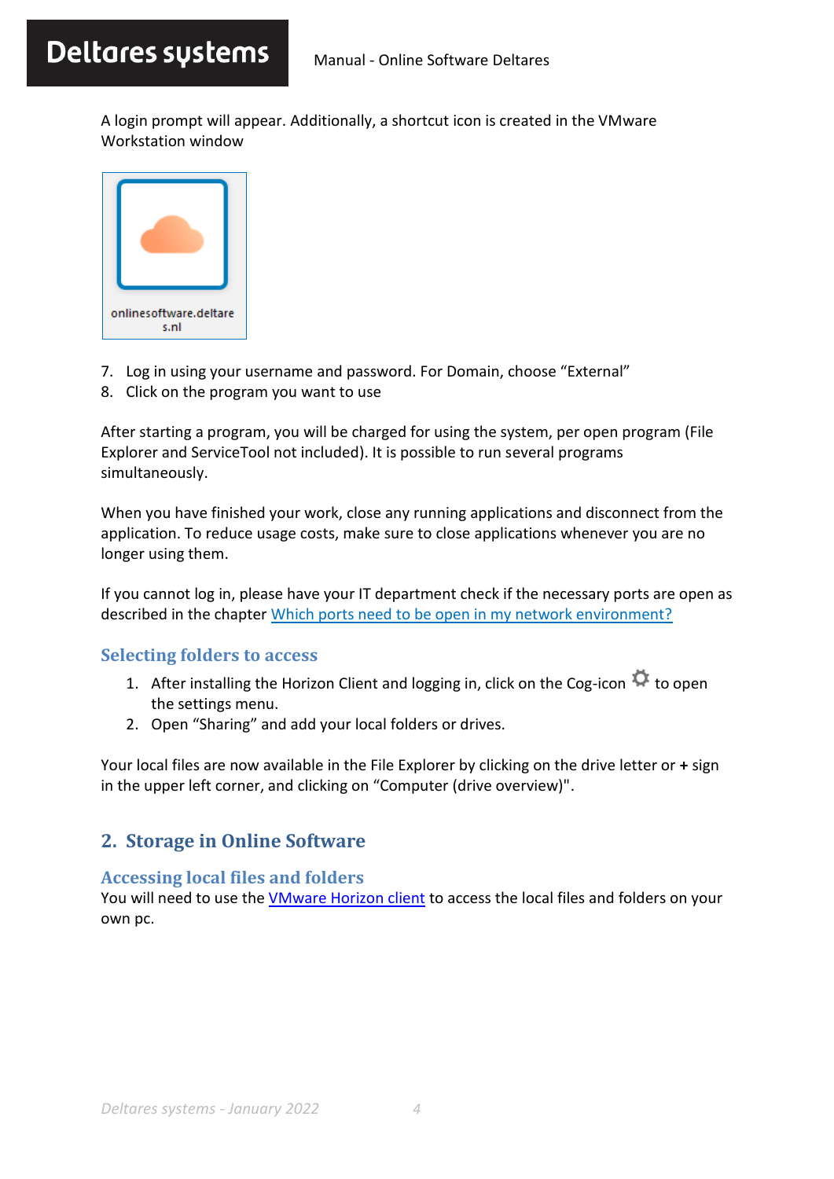A login prompt will appear. Additionally, a shortcut icon is created in the VMware Workstation window

7. Log in using your username and password. For Domain, choose "External"
8. Click on the program you want to use

After starting a program, you will be charged for using the system, per open program (File Explorer and ServiceTool not included). It is possible to run several programs simultaneously.

When you have finished your work, close any running applications and disconnect from the application. To reduce usage costs, make sure to close applications whenever you are no longer using them.

If you cannot log in, please have your IT department check if the necessary ports are open as described in the chapter [Which ports need to be open in my network environment?]()

### Selecting folders to access

1. After installing the Horizon Client and logging in, click on the Cog-icon ⚙ to open the settings menu.
2. Open "Sharing" and add your local folders or drives.

Your local files are now available in the File Explorer by clicking on the drive letter or **+** sign in the upper left corner, and clicking on "Computer (drive overview)".

## 2. Storage in Online Software

### Accessing local files and folders

You will need to use the [VMware Horizon client]() to access the local files and folders on your own pc.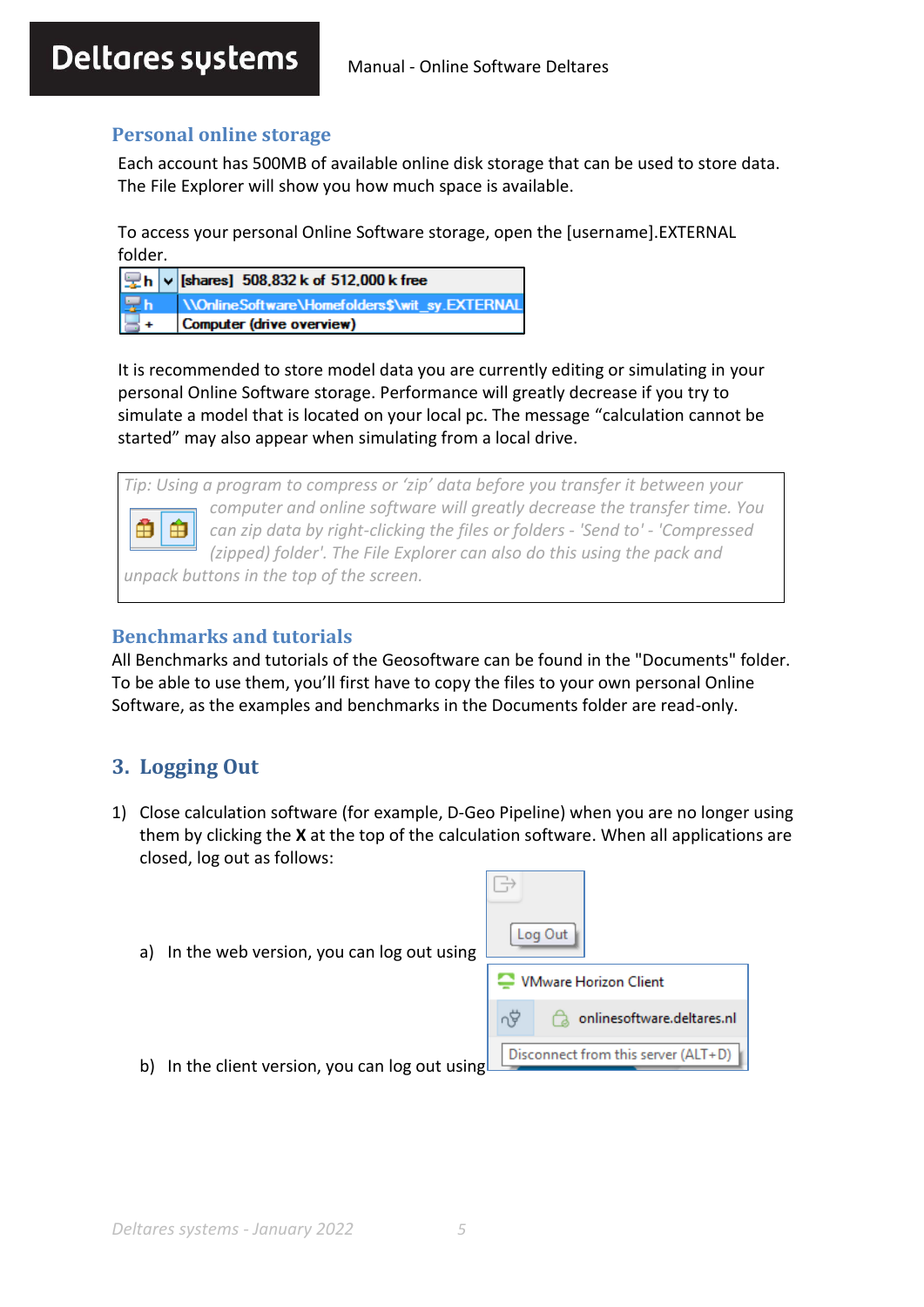## Personal online storage

Each account has 500MB of available online disk storage that can be used to store data. The File Explorer will show you how much space is available.

To access your personal Online Software storage, open the [username].EXTERNAL folder.

It is recommended to store model data you are currently editing or simulating in your personal Online Software storage. Performance will greatly decrease if you try to simulate a model that is located on your local pc. The message "calculation cannot be started" may also appear when simulating from a local drive.

*Tip: Using a program to compress or 'zip' data before you transfer it between your computer and online software will greatly decrease the transfer time. You can zip data by right-clicking the files or folders - 'Send to' - 'Compressed (zipped) folder'. The File Explorer can also do this using the pack and unpack buttons in the top of the screen.*

## Benchmarks and tutorials

All Benchmarks and tutorials of the Geosoftware can be found in the "Documents" folder. To be able to use them, you'll first have to copy the files to your own personal Online Software, as the examples and benchmarks in the Documents folder are read-only.

# 3. Logging Out

1) Close calculation software (for example, D-Geo Pipeline) when you are no longer using them by clicking the **X** at the top of the calculation software. When all applications are closed, log out as follows:

   a) In the web version, you can log out using

   b) In the client version, you can log out using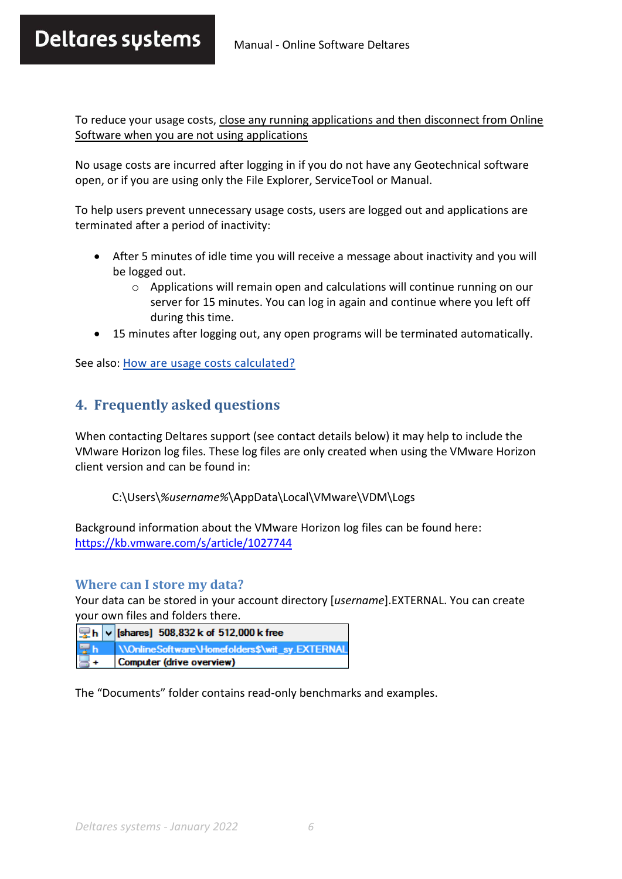To reduce your usage costs, close any running applications and then disconnect from Online Software when you are not using applications

No usage costs are incurred after logging in if you do not have any Geotechnical software open, or if you are using only the File Explorer, ServiceTool or Manual.

To help users prevent unnecessary usage costs, users are logged out and applications are terminated after a period of inactivity:

- After 5 minutes of idle time you will receive a message about inactivity and you will be logged out.
  - Applications will remain open and calculations will continue running on our server for 15 minutes. You can log in again and continue where you left off during this time.
- 15 minutes after logging out, any open programs will be terminated automatically.

See also: How are usage costs calculated?

## 4. Frequently asked questions

When contacting Deltares support (see contact details below) it may help to include the VMware Horizon log files. These log files are only created when using the VMware Horizon client version and can be found in:

C:\Users\*%username%*\AppData\Local\VMware\VDM\Logs

Background information about the VMware Horizon log files can be found here: https://kb.vmware.com/s/article/1027744

### Where can I store my data?

Your data can be stored in your account directory [*username*].EXTERNAL. You can create your own files and folders there.

| | |
|---|---|
| h | [shares] 508,832 k of 512,000 k free |
| h | \\OnlineSoftware\Homefolders$\wit_sy.EXTERNAL |
| + | Computer (drive overview) |

The "Documents" folder contains read-only benchmarks and examples.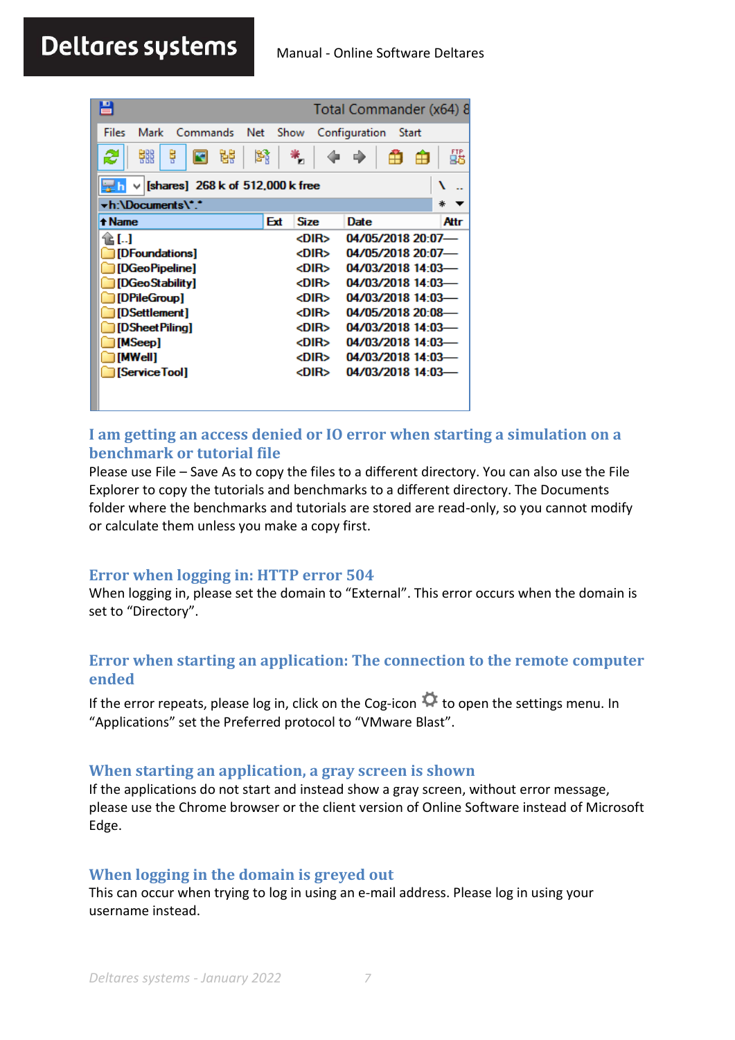## I am getting an access denied or IO error when starting a simulation on a benchmark or tutorial file

Please use File – Save As to copy the files to a different directory. You can also use the File Explorer to copy the tutorials and benchmarks to a different directory. The Documents folder where the benchmarks and tutorials are stored are read-only, so you cannot modify or calculate them unless you make a copy first.

## Error when logging in: HTTP error 504

When logging in, please set the domain to “External”. This error occurs when the domain is set to “Directory”.

## Error when starting an application: The connection to the remote computer ended

If the error repeats, please log in, click on the Cog-icon ⚙ to open the settings menu. In “Applications” set the Preferred protocol to “VMware Blast”.

## When starting an application, a gray screen is shown

If the applications do not start and instead show a gray screen, without error message, please use the Chrome browser or the client version of Online Software instead of Microsoft Edge.

## When logging in the domain is greyed out

This can occur when trying to log in using an e-mail address. Please log in using your username instead.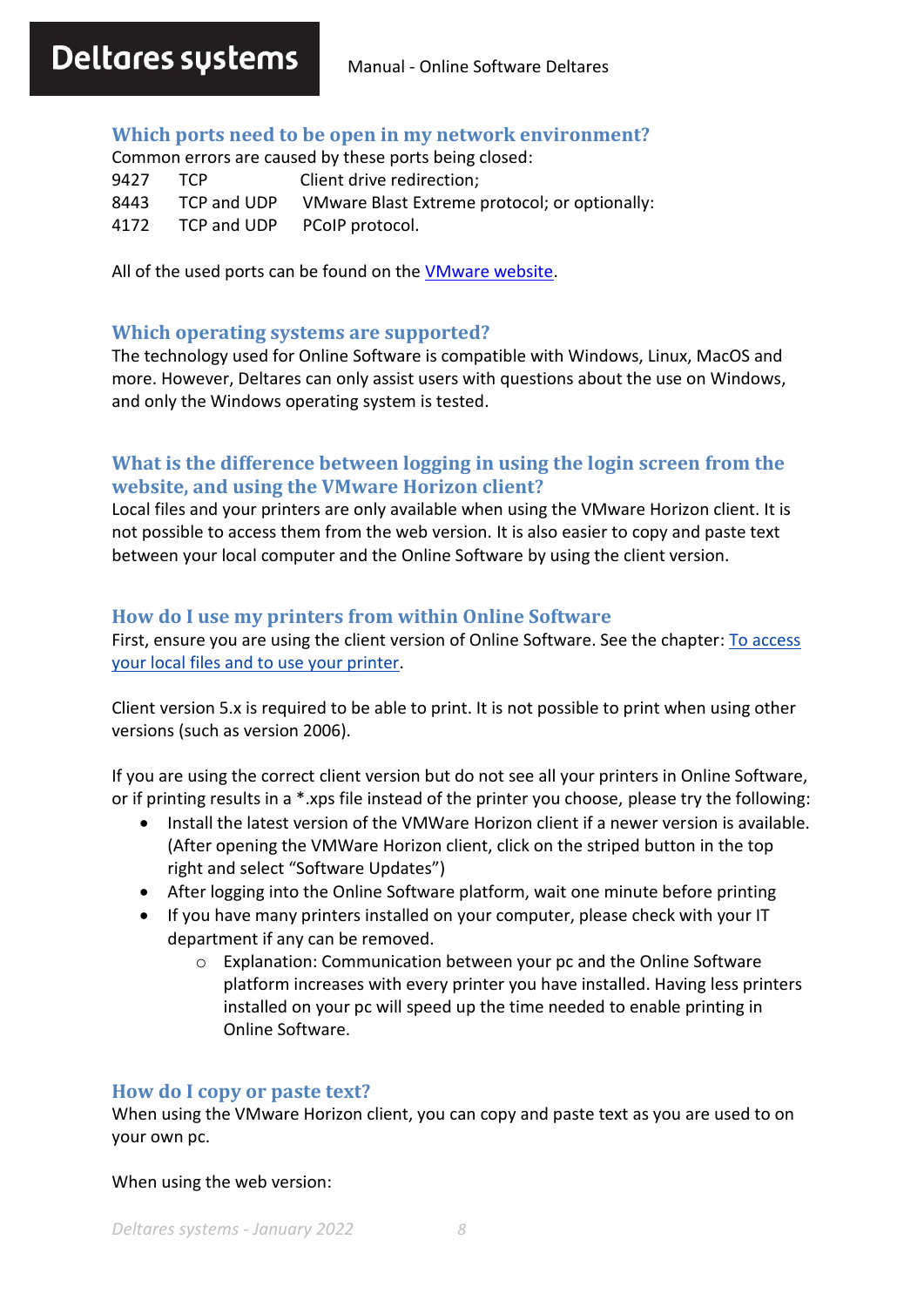## Which ports need to be open in my network environment?

Common errors are caused by these ports being closed:

| | | |
|---|---|---|
| 9427 | TCP | Client drive redirection; |
| 8443 | TCP and UDP | VMware Blast Extreme protocol; or optionally: |
| 4172 | TCP and UDP | PCoIP protocol. |

All of the used ports can be found on the VMware website.

## Which operating systems are supported?

The technology used for Online Software is compatible with Windows, Linux, MacOS and more. However, Deltares can only assist users with questions about the use on Windows, and only the Windows operating system is tested.

## What is the difference between logging in using the login screen from the website, and using the VMware Horizon client?

Local files and your printers are only available when using the VMware Horizon client. It is not possible to access them from the web version. It is also easier to copy and paste text between your local computer and the Online Software by using the client version.

## How do I use my printers from within Online Software

First, ensure you are using the client version of Online Software. See the chapter: To access your local files and to use your printer.

Client version 5.x is required to be able to print. It is not possible to print when using other versions (such as version 2006).

If you are using the correct client version but do not see all your printers in Online Software, or if printing results in a *.xps file instead of the printer you choose, please try the following:

- Install the latest version of the VMWare Horizon client if a newer version is available. (After opening the VMWare Horizon client, click on the striped button in the top right and select “Software Updates”)
- After logging into the Online Software platform, wait one minute before printing
- If you have many printers installed on your computer, please check with your IT department if any can be removed.
    - Explanation: Communication between your pc and the Online Software platform increases with every printer you have installed. Having less printers installed on your pc will speed up the time needed to enable printing in Online Software.

## How do I copy or paste text?

When using the VMware Horizon client, you can copy and paste text as you are used to on your own pc.

When using the web version: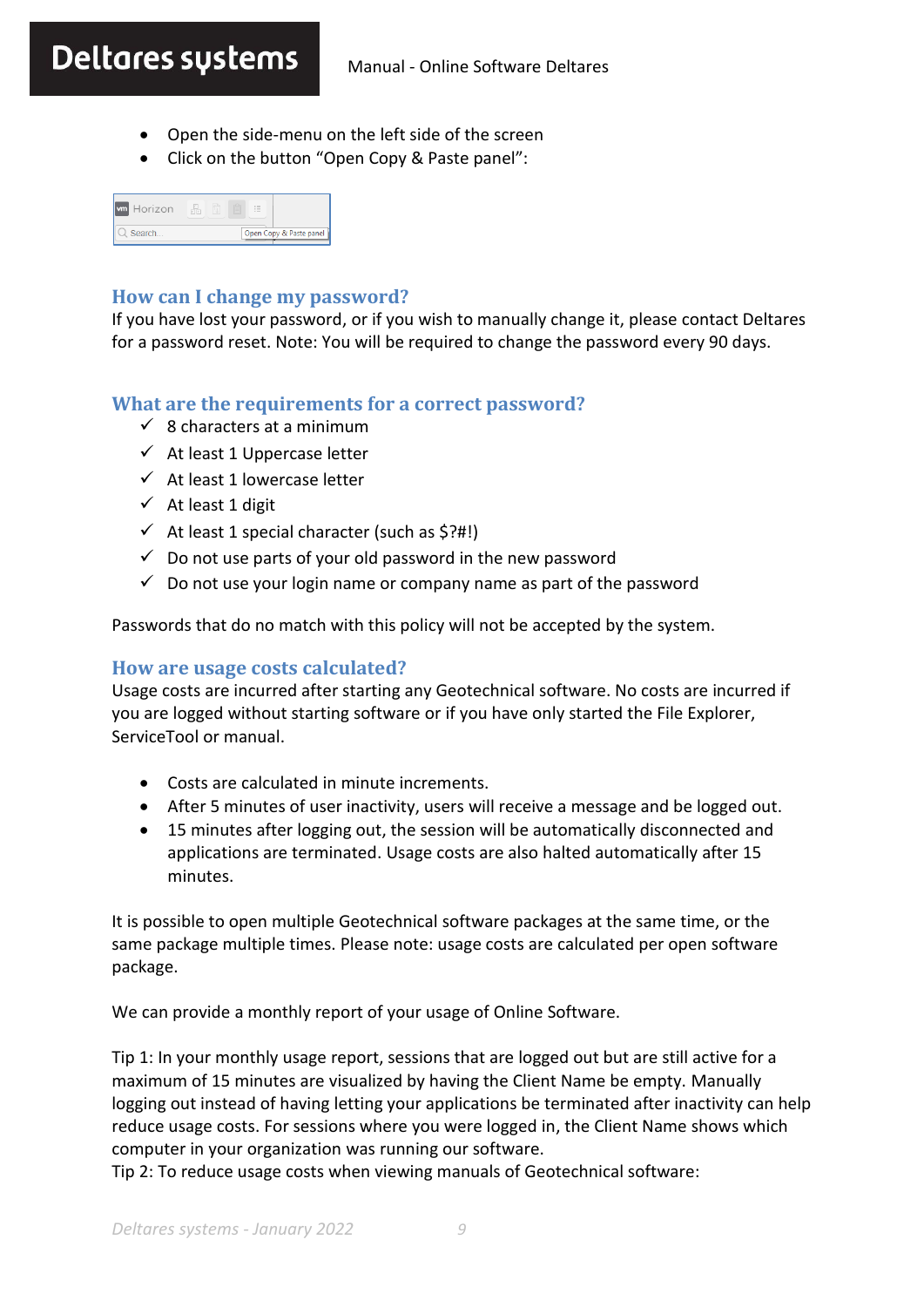- Open the side-menu on the left side of the screen
- Click on the button “Open Copy & Paste panel”:

## How can I change my password?

If you have lost your password, or if you wish to manually change it, please contact Deltares for a password reset. Note: You will be required to change the password every 90 days.

## What are the requirements for a correct password?

- ✓ 8 characters at a minimum
- ✓ At least 1 Uppercase letter
- ✓ At least 1 lowercase letter
- ✓ At least 1 digit
- ✓ At least 1 special character (such as $?#!)
- ✓ Do not use parts of your old password in the new password
- ✓ Do not use your login name or company name as part of the password

Passwords that do no match with this policy will not be accepted by the system.

## How are usage costs calculated?

Usage costs are incurred after starting any Geotechnical software. No costs are incurred if you are logged without starting software or if you have only started the File Explorer, ServiceTool or manual.

- Costs are calculated in minute increments.
- After 5 minutes of user inactivity, users will receive a message and be logged out.
- 15 minutes after logging out, the session will be automatically disconnected and applications are terminated. Usage costs are also halted automatically after 15 minutes.

It is possible to open multiple Geotechnical software packages at the same time, or the same package multiple times. Please note: usage costs are calculated per open software package.

We can provide a monthly report of your usage of Online Software.

Tip 1: In your monthly usage report, sessions that are logged out but are still active for a maximum of 15 minutes are visualized by having the Client Name be empty. Manually logging out instead of having letting your applications be terminated after inactivity can help reduce usage costs. For sessions where you were logged in, the Client Name shows which computer in your organization was running our software.
Tip 2: To reduce usage costs when viewing manuals of Geotechnical software: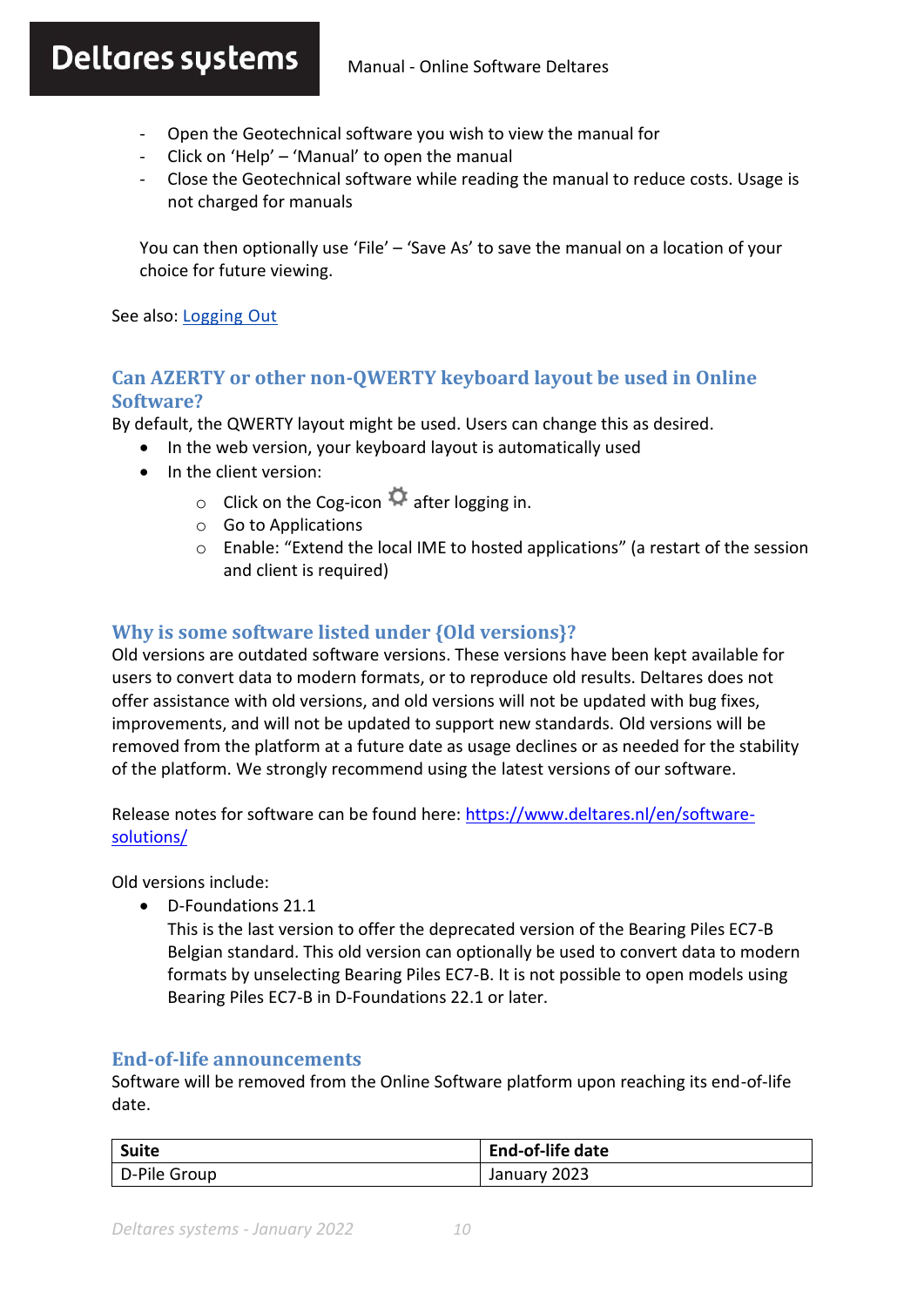- Open the Geotechnical software you wish to view the manual for
- Click on 'Help' – 'Manual' to open the manual
- Close the Geotechnical software while reading the manual to reduce costs. Usage is not charged for manuals

You can then optionally use 'File' – 'Save As' to save the manual on a location of your choice for future viewing.

See also: Logging Out

### Can AZERTY or other non-QWERTY keyboard layout be used in Online Software?

By default, the QWERTY layout might be used. Users can change this as desired.

- In the web version, your keyboard layout is automatically used
- In the client version:
  - Click on the Cog-icon ⚙ after logging in.
  - Go to Applications
  - Enable: "Extend the local IME to hosted applications" (a restart of the session and client is required)

### Why is some software listed under {Old versions}?

Old versions are outdated software versions. These versions have been kept available for users to convert data to modern formats, or to reproduce old results. Deltares does not offer assistance with old versions, and old versions will not be updated with bug fixes, improvements, and will not be updated to support new standards. Old versions will be removed from the platform at a future date as usage declines or as needed for the stability of the platform. We strongly recommend using the latest versions of our software.

Release notes for software can be found here: https://www.deltares.nl/en/software-solutions/

Old versions include:

- D-Foundations 21.1
  This is the last version to offer the deprecated version of the Bearing Piles EC7-B Belgian standard. This old version can optionally be used to convert data to modern formats by unselecting Bearing Piles EC7-B. It is not possible to open models using Bearing Piles EC7-B in D-Foundations 22.1 or later.

### End-of-life announcements

Software will be removed from the Online Software platform upon reaching its end-of-life date.

| Suite | End-of-life date |
|---|---|
| D-Pile Group | January 2023 |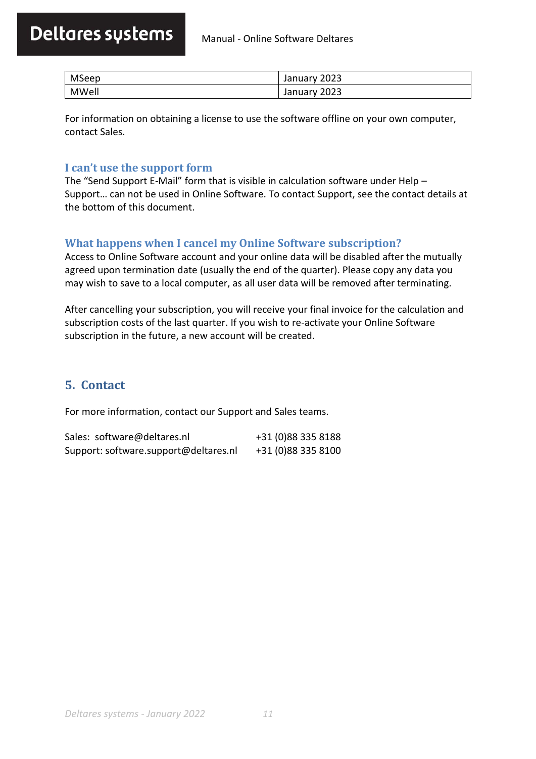| | |
|---|---|
| MSeep | January 2023 |
| MWell | January 2023 |

For information on obtaining a license to use the software offline on your own computer, contact Sales.

### I can't use the support form

The "Send Support E-Mail" form that is visible in calculation software under Help – Support… can not be used in Online Software. To contact Support, see the contact details at the bottom of this document.

### What happens when I cancel my Online Software subscription?

Access to Online Software account and your online data will be disabled after the mutually agreed upon termination date (usually the end of the quarter). Please copy any data you may wish to save to a local computer, as all user data will be removed after terminating.

After cancelling your subscription, you will receive your final invoice for the calculation and subscription costs of the last quarter. If you wish to re-activate your Online Software subscription in the future, a new account will be created.

## 5. Contact

For more information, contact our Support and Sales teams.

| | |
|---|---|
| Sales: software@deltares.nl | +31 (0)88 335 8188 |
| Support: software.support@deltares.nl | +31 (0)88 335 8100 |